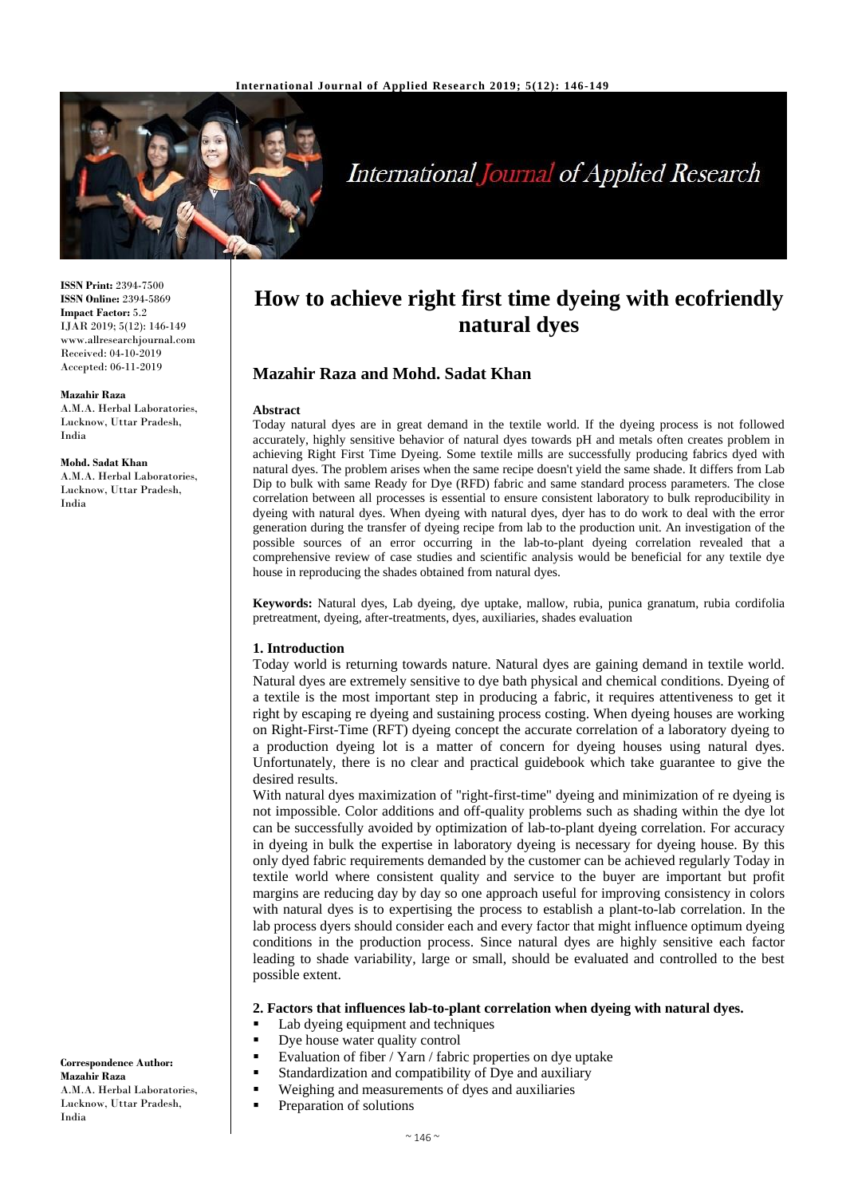ISSN Print: 2394-7500
ISSN Online: 2394-5869
Impact Factor: 5.2
IJAR 2019; 5(12): 146-149
www.allresearchjournal.com
Received: 04-10-2019
Accepted: 06-11-2019

**Mazahir Raza**
A.M.A. Herbal Laboratories, Lucknow, Uttar Pradesh, India

**Mohd. Sadat Khan**
A.M.A. Herbal Laboratories, Lucknow, Uttar Pradesh, India

**Correspondence Author:**
**Mazahir Raza**
A.M.A. Herbal Laboratories, Lucknow, Uttar Pradesh, India

# How to achieve right first time dyeing with ecofriendly natural dyes

## Mazahir Raza and Mohd. Sadat Khan

**Abstract**

Today natural dyes are in great demand in the textile world. If the dyeing process is not followed accurately, highly sensitive behavior of natural dyes towards pH and metals often creates problem in achieving Right First Time Dyeing. Some textile mills are successfully producing fabrics dyed with natural dyes. The problem arises when the same recipe doesn't yield the same shade. It differs from Lab Dip to bulk with same Ready for Dye (RFD) fabric and same standard process parameters. The close correlation between all processes is essential to ensure consistent laboratory to bulk reproducibility in dyeing with natural dyes. When dyeing with natural dyes, dyer has to do work to deal with the error generation during the transfer of dyeing recipe from lab to the production unit. An investigation of the possible sources of an error occurring in the lab-to-plant dyeing correlation revealed that a comprehensive review of case studies and scientific analysis would be beneficial for any textile dye house in reproducing the shades obtained from natural dyes.

**Keywords:** Natural dyes, Lab dyeing, dye uptake, mallow, rubia, punica granatum, rubia cordifolia pretreatment, dyeing, after-treatments, dyes, auxiliaries, shades evaluation

### 1. Introduction

Today world is returning towards nature. Natural dyes are gaining demand in textile world. Natural dyes are extremely sensitive to dye bath physical and chemical conditions. Dyeing of a textile is the most important step in producing a fabric, it requires attentiveness to get it right by escaping re dyeing and sustaining process costing. When dyeing houses are working on Right-First-Time (RFT) dyeing concept the accurate correlation of a laboratory dyeing to a production dyeing lot is a matter of concern for dyeing houses using natural dyes. Unfortunately, there is no clear and practical guidebook which take guarantee to give the desired results.

With natural dyes maximization of "right-first-time" dyeing and minimization of re dyeing is not impossible. Color additions and off-quality problems such as shading within the dye lot can be successfully avoided by optimization of lab-to-plant dyeing correlation. For accuracy in dyeing in bulk the expertise in laboratory dyeing is necessary for dyeing house. By this only dyed fabric requirements demanded by the customer can be achieved regularly Today in textile world where consistent quality and service to the buyer are important but profit margins are reducing day by day so one approach useful for improving consistency in colors with natural dyes is to expertising the process to establish a plant-to-lab correlation. In the lab process dyers should consider each and every factor that might influence optimum dyeing conditions in the production process. Since natural dyes are highly sensitive each factor leading to shade variability, large or small, should be evaluated and controlled to the best possible extent.

### 2. Factors that influences lab-to-plant correlation when dyeing with natural dyes.

- Lab dyeing equipment and techniques
- Dye house water quality control
- Evaluation of fiber / Yarn / fabric properties on dye uptake
- Standardization and compatibility of Dye and auxiliary
- Weighing and measurements of dyes and auxiliaries
- Preparation of solutions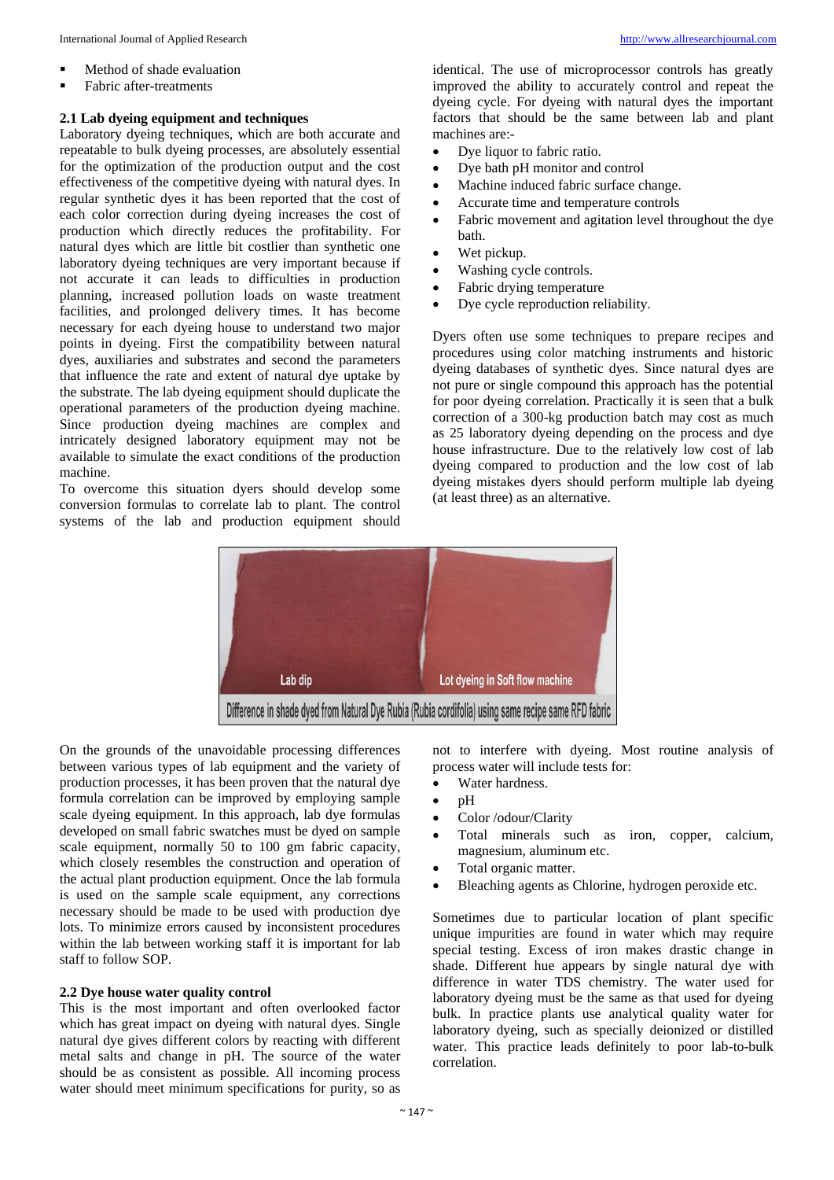- Method of shade evaluation
- Fabric after-treatments

### 2.1 Lab dyeing equipment and techniques

Laboratory dyeing techniques, which are both accurate and repeatable to bulk dyeing processes, are absolutely essential for the optimization of the production output and the cost effectiveness of the competitive dyeing with natural dyes. In regular synthetic dyes it has been reported that the cost of each color correction during dyeing increases the cost of production which directly reduces the profitability. For natural dyes which are little bit costlier than synthetic one laboratory dyeing techniques are very important because if not accurate it can leads to difficulties in production planning, increased pollution loads on waste treatment facilities, and prolonged delivery times. It has become necessary for each dyeing house to understand two major points in dyeing. First the compatibility between natural dyes, auxiliaries and substrates and second the parameters that influence the rate and extent of natural dye uptake by the substrate. The lab dyeing equipment should duplicate the operational parameters of the production dyeing machine. Since production dyeing machines are complex and intricately designed laboratory equipment may not be available to simulate the exact conditions of the production machine.

To overcome this situation dyers should develop some conversion formulas to correlate lab to plant. The control systems of the lab and production equipment should identical. The use of microprocessor controls has greatly improved the ability to accurately control and repeat the dyeing cycle. For dyeing with natural dyes the important factors that should be the same between lab and plant machines are:-

- Dye liquor to fabric ratio.
- Dye bath pH monitor and control
- Machine induced fabric surface change.
- Accurate time and temperature controls
- Fabric movement and agitation level throughout the dye bath.
- Wet pickup.
- Washing cycle controls.
- Fabric drying temperature
- Dye cycle reproduction reliability.

Dyers often use some techniques to prepare recipes and procedures using color matching instruments and historic dyeing databases of synthetic dyes. Since natural dyes are not pure or single compound this approach has the potential for poor dyeing correlation. Practically it is seen that a bulk correction of a 300-kg production batch may cost as much as 25 laboratory dyeing depending on the process and dye house infrastructure. Due to the relatively low cost of lab dyeing compared to production and the low cost of lab dyeing mistakes dyers should perform multiple lab dyeing (at least three) as an alternative.

Lab dip | Lot dyeing in Soft flow machine

Difference in shade dyed from Natural Dye Rubia (Rubia cordifolia) using same recipe same RFD fabric

On the grounds of the unavoidable processing differences between various types of lab equipment and the variety of production processes, it has been proven that the natural dye formula correlation can be improved by employing sample scale dyeing equipment. In this approach, lab dye formulas developed on small fabric swatches must be dyed on sample scale equipment, normally 50 to 100 gm fabric capacity, which closely resembles the construction and operation of the actual plant production equipment. Once the lab formula is used on the sample scale equipment, any corrections necessary should be made to be used with production dye lots. To minimize errors caused by inconsistent procedures within the lab between working staff it is important for lab staff to follow SOP.

### 2.2 Dye house water quality control

This is the most important and often overlooked factor which has great impact on dyeing with natural dyes. Single natural dye gives different colors by reacting with different metal salts and change in pH. The source of the water should be as consistent as possible. All incoming process water should meet minimum specifications for purity, so as not to interfere with dyeing. Most routine analysis of process water will include tests for:

- Water hardness.
- pH
- Color /odour/Clarity
- Total minerals such as iron, copper, calcium, magnesium, aluminum etc.
- Total organic matter.
- Bleaching agents as Chlorine, hydrogen peroxide etc.

Sometimes due to particular location of plant specific unique impurities are found in water which may require special testing. Excess of iron makes drastic change in shade. Different hue appears by single natural dye with difference in water TDS chemistry. The water used for laboratory dyeing must be the same as that used for dyeing bulk. In practice plants use analytical quality water for laboratory dyeing, such as specially deionized or distilled water. This practice leads definitely to poor lab-to-bulk correlation.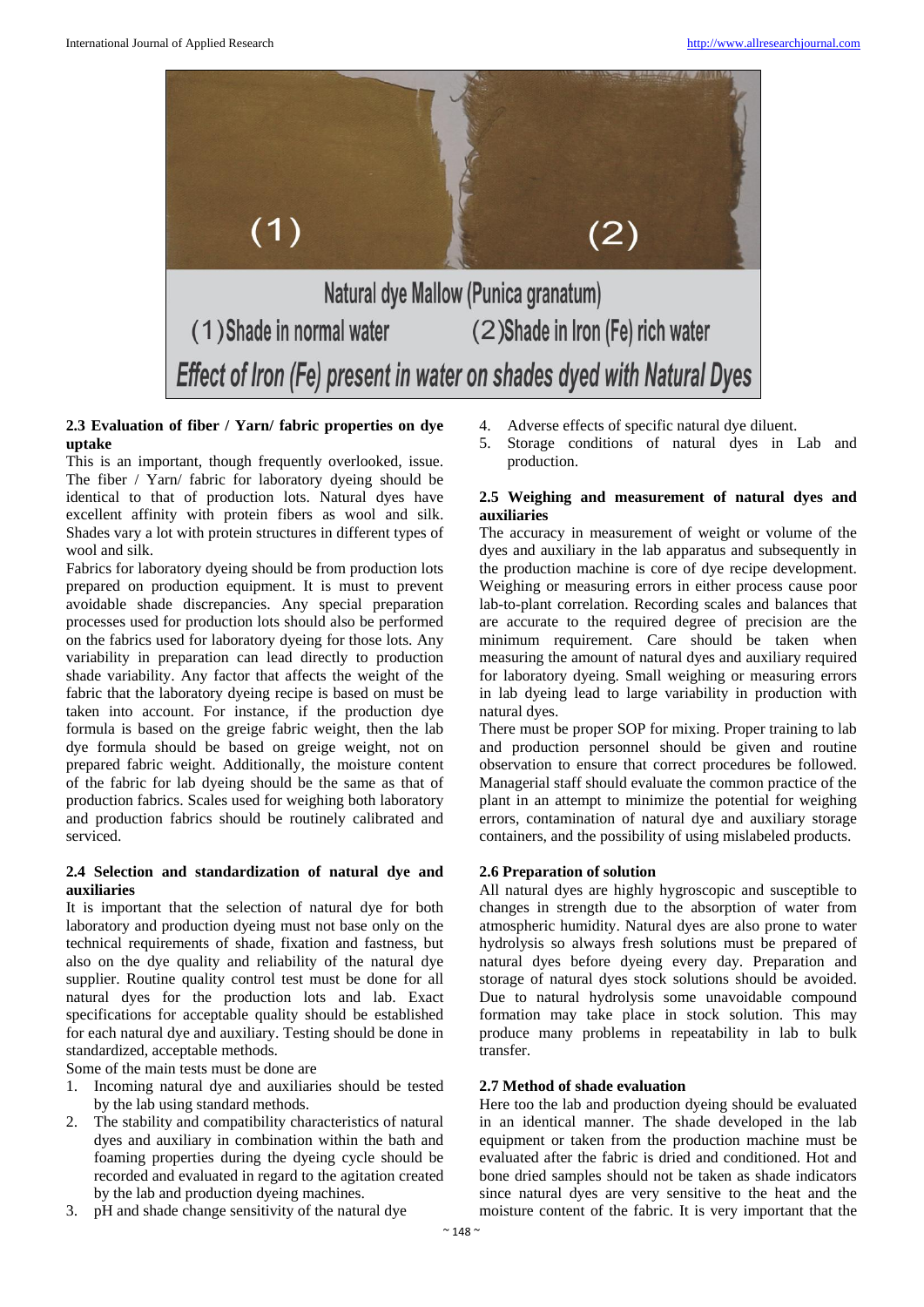Natural dye Mallow (Punica granatum)

(1) Shade in normal water (2) Shade in Iron (Fe) rich water

*Effect of Iron (Fe) present in water on shades dyed with Natural Dyes*

### 2.3 Evaluation of fiber / Yarn/ fabric properties on dye uptake

This is an important, though frequently overlooked, issue. The fiber / Yarn/ fabric for laboratory dyeing should be identical to that of production lots. Natural dyes have excellent affinity with protein fibers as wool and silk. Shades vary a lot with protein structures in different types of wool and silk.

Fabrics for laboratory dyeing should be from production lots prepared on production equipment. It is must to prevent avoidable shade discrepancies. Any special preparation processes used for production lots should also be performed on the fabrics used for laboratory dyeing for those lots. Any variability in preparation can lead directly to production shade variability. Any factor that affects the weight of the fabric that the laboratory dyeing recipe is based on must be taken into account. For instance, if the production dye formula is based on the greige fabric weight, then the lab dye formula should be based on greige weight, not on prepared fabric weight. Additionally, the moisture content of the fabric for lab dyeing should be the same as that of production fabrics. Scales used for weighing both laboratory and production fabrics should be routinely calibrated and serviced.

### 2.4 Selection and standardization of natural dye and auxiliaries

It is important that the selection of natural dye for both laboratory and production dyeing must not base only on the technical requirements of shade, fixation and fastness, but also on the dye quality and reliability of the natural dye supplier. Routine quality control test must be done for all natural dyes for the production lots and lab. Exact specifications for acceptable quality should be established for each natural dye and auxiliary. Testing should be done in standardized, acceptable methods.

Some of the main tests must be done are

1. Incoming natural dye and auxiliaries should be tested by the lab using standard methods.
2. The stability and compatibility characteristics of natural dyes and auxiliary in combination within the bath and foaming properties during the dyeing cycle should be recorded and evaluated in regard to the agitation created by the lab and production dyeing machines.
3. pH and shade change sensitivity of the natural dye
4. Adverse effects of specific natural dye diluent.
5. Storage conditions of natural dyes in Lab and production.

### 2.5 Weighing and measurement of natural dyes and auxiliaries

The accuracy in measurement of weight or volume of the dyes and auxiliary in the lab apparatus and subsequently in the production machine is core of dye recipe development. Weighing or measuring errors in either process cause poor lab-to-plant correlation. Recording scales and balances that are accurate to the required degree of precision are the minimum requirement. Care should be taken when measuring the amount of natural dyes and auxiliary required for laboratory dyeing. Small weighing or measuring errors in lab dyeing lead to large variability in production with natural dyes.

There must be proper SOP for mixing. Proper training to lab and production personnel should be given and routine observation to ensure that correct procedures be followed. Managerial staff should evaluate the common practice of the plant in an attempt to minimize the potential for weighing errors, contamination of natural dye and auxiliary storage containers, and the possibility of using mislabeled products.

### 2.6 Preparation of solution

All natural dyes are highly hygroscopic and susceptible to changes in strength due to the absorption of water from atmospheric humidity. Natural dyes are also prone to water hydrolysis so always fresh solutions must be prepared of natural dyes before dyeing every day. Preparation and storage of natural dyes stock solutions should be avoided. Due to natural hydrolysis some unavoidable compound formation may take place in stock solution. This may produce many problems in repeatability in lab to bulk transfer.

### 2.7 Method of shade evaluation

Here too the lab and production dyeing should be evaluated in an identical manner. The shade developed in the lab equipment or taken from the production machine must be evaluated after the fabric is dried and conditioned. Hot and bone dried samples should not be taken as shade indicators since natural dyes are very sensitive to the heat and the moisture content of the fabric. It is very important that the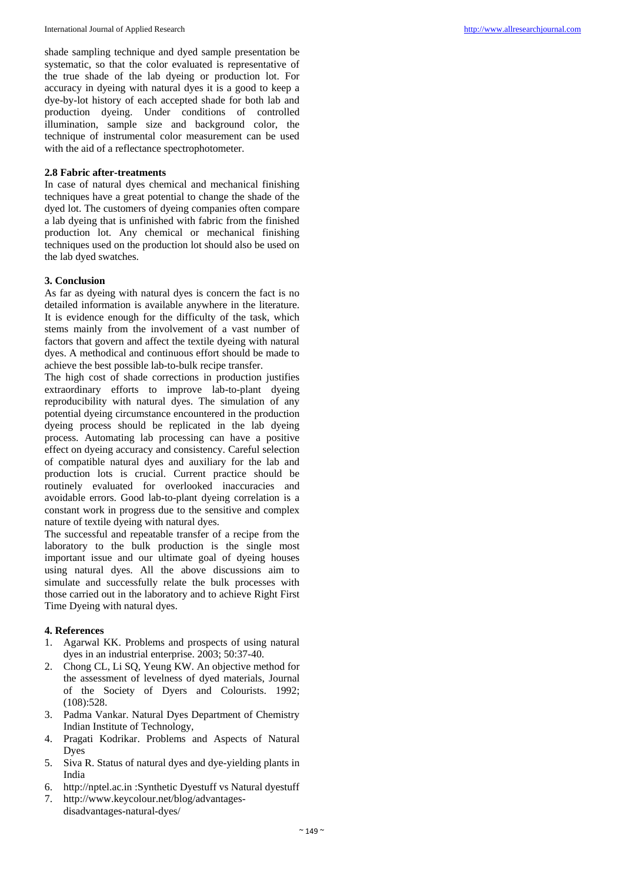shade sampling technique and dyed sample presentation be systematic, so that the color evaluated is representative of the true shade of the lab dyeing or production lot. For accuracy in dyeing with natural dyes it is a good to keep a dye-by-lot history of each accepted shade for both lab and production dyeing. Under conditions of controlled illumination, sample size and background color, the technique of instrumental color measurement can be used with the aid of a reflectance spectrophotometer.

### 2.8 Fabric after-treatments

In case of natural dyes chemical and mechanical finishing techniques have a great potential to change the shade of the dyed lot. The customers of dyeing companies often compare a lab dyeing that is unfinished with fabric from the finished production lot. Any chemical or mechanical finishing techniques used on the production lot should also be used on the lab dyed swatches.

## 3. Conclusion

As far as dyeing with natural dyes is concern the fact is no detailed information is available anywhere in the literature. It is evidence enough for the difficulty of the task, which stems mainly from the involvement of a vast number of factors that govern and affect the textile dyeing with natural dyes. A methodical and continuous effort should be made to achieve the best possible lab-to-bulk recipe transfer.

The high cost of shade corrections in production justifies extraordinary efforts to improve lab-to-plant dyeing reproducibility with natural dyes. The simulation of any potential dyeing circumstance encountered in the production dyeing process should be replicated in the lab dyeing process. Automating lab processing can have a positive effect on dyeing accuracy and consistency. Careful selection of compatible natural dyes and auxiliary for the lab and production lots is crucial. Current practice should be routinely evaluated for overlooked inaccuracies and avoidable errors. Good lab-to-plant dyeing correlation is a constant work in progress due to the sensitive and complex nature of textile dyeing with natural dyes.

The successful and repeatable transfer of a recipe from the laboratory to the bulk production is the single most important issue and our ultimate goal of dyeing houses using natural dyes. All the above discussions aim to simulate and successfully relate the bulk processes with those carried out in the laboratory and to achieve Right First Time Dyeing with natural dyes.

## 4. References

1. Agarwal KK. Problems and prospects of using natural dyes in an industrial enterprise. 2003; 50:37-40.
2. Chong CL, Li SQ, Yeung KW. An objective method for the assessment of levelness of dyed materials, Journal of the Society of Dyers and Colourists. 1992; (108):528.
3. Padma Vankar. Natural Dyes Department of Chemistry Indian Institute of Technology,
4. Pragati Kodrikar. Problems and Aspects of Natural Dyes
5. Siva R. Status of natural dyes and dye-yielding plants in India
6. http://nptel.ac.in :Synthetic Dyestuff vs Natural dyestuff
7. http://www.keycolour.net/blog/advantages-disadvantages-natural-dyes/